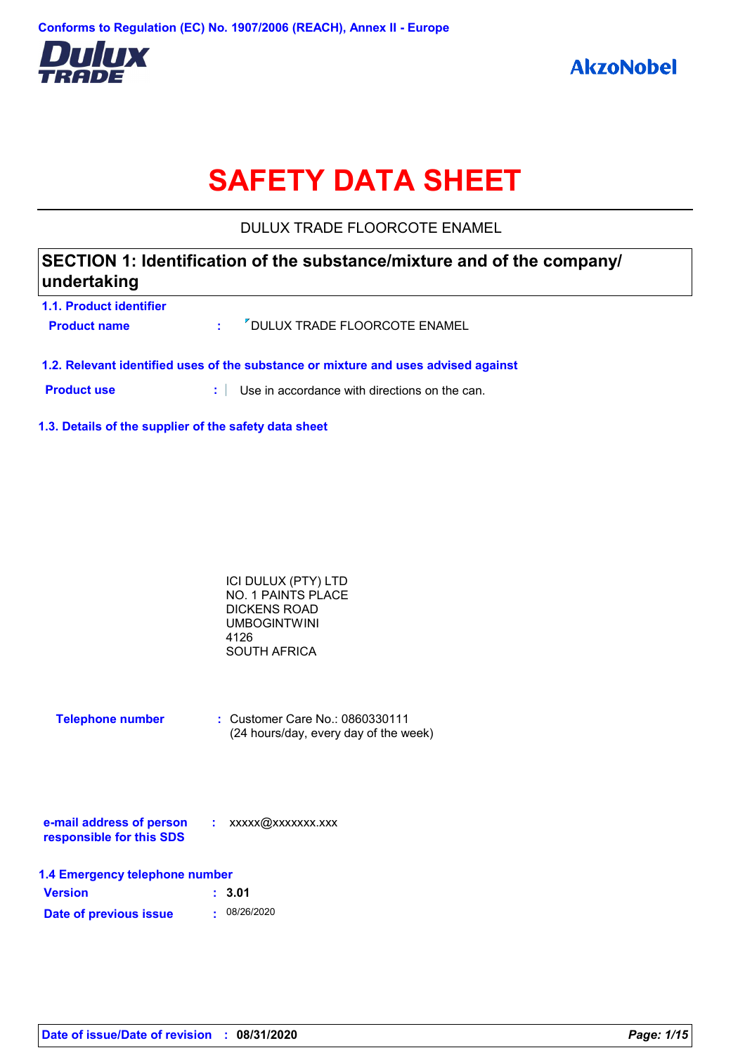Conforms to Regulation (EC) No. 1907/2006 (REACH), Annex II - Europe

Dulux TRADE

AkzoNobel

# SAFETY DATA SHEET

DULUX TRADE FLOORCOTE ENAMEL

## SECTION 1: Identification of the substance/mixture and of the company/ undertaking

### 1.1. Product identifier

**Product name** : DULUX TRADE FLOORCOTE ENAMEL

### 1.2. Relevant identified uses of the substance or mixture and uses advised against

**Product use** : Use in accordance with directions on the can.

### 1.3. Details of the supplier of the safety data sheet

ICI DULUX (PTY) LTD
NO. 1 PAINTS PLACE
DICKENS ROAD
UMBOGINTWINI
4126
SOUTH AFRICA

**Telephone number** : Customer Care No.: 0860330111
(24 hours/day, every day of the week)

**e-mail address of person responsible for this SDS** : xxxxx@xxxxxxx.xxx

### 1.4 Emergency telephone number

**Version** : 3.01

**Date of previous issue** : 08/26/2020

**Date of issue/Date of revision** : 08/31/2020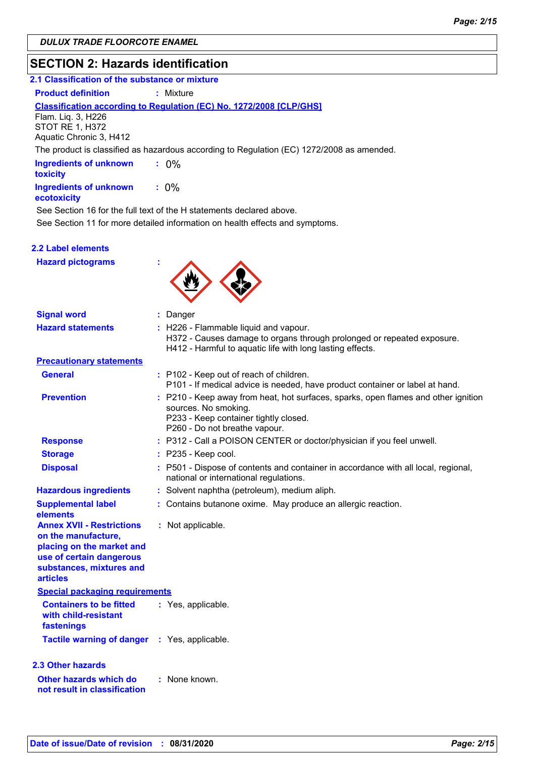DULUX TRADE FLOORCOTE ENAMEL

## SECTION 2: Hazards identification

### 2.1 Classification of the substance or mixture

**Product definition** : Mixture

**Classification according to Regulation (EC) No. 1272/2008 [CLP/GHS]**

Flam. Liq. 3, H226
STOT RE 1, H372
Aquatic Chronic 3, H412

The product is classified as hazardous according to Regulation (EC) 1272/2008 as amended.

**Ingredients of unknown toxicity** : 0%

**Ingredients of unknown ecotoxicity** : 0%

See Section 16 for the full text of the H statements declared above.
See Section 11 for more detailed information on health effects and symptoms.

### 2.2 Label elements

**Hazard pictograms** :

**Signal word** : Danger

**Hazard statements** : H226 - Flammable liquid and vapour.
H372 - Causes damage to organs through prolonged or repeated exposure.
H412 - Harmful to aquatic life with long lasting effects.

**Precautionary statements**

**General** : P102 - Keep out of reach of children.
P101 - If medical advice is needed, have product container or label at hand.

**Prevention** : P210 - Keep away from heat, hot surfaces, sparks, open flames and other ignition sources. No smoking.
P233 - Keep container tightly closed.
P260 - Do not breathe vapour.

**Response** : P312 - Call a POISON CENTER or doctor/physician if you feel unwell.

**Storage** : P235 - Keep cool.

**Disposal** : P501 - Dispose of contents and container in accordance with all local, regional, national or international regulations.

**Hazardous ingredients** : Solvent naphtha (petroleum), medium aliph.

**Supplemental label elements** : Contains butanone oxime. May produce an allergic reaction.

**Annex XVII - Restrictions on the manufacture, placing on the market and use of certain dangerous substances, mixtures and articles** : Not applicable.

**Special packaging requirements**

**Containers to be fitted with child-resistant fastenings** : Yes, applicable.

**Tactile warning of danger** : Yes, applicable.

### 2.3 Other hazards

**Other hazards which do not result in classification** : None known.

**Date of issue/Date of revision** : 08/31/2020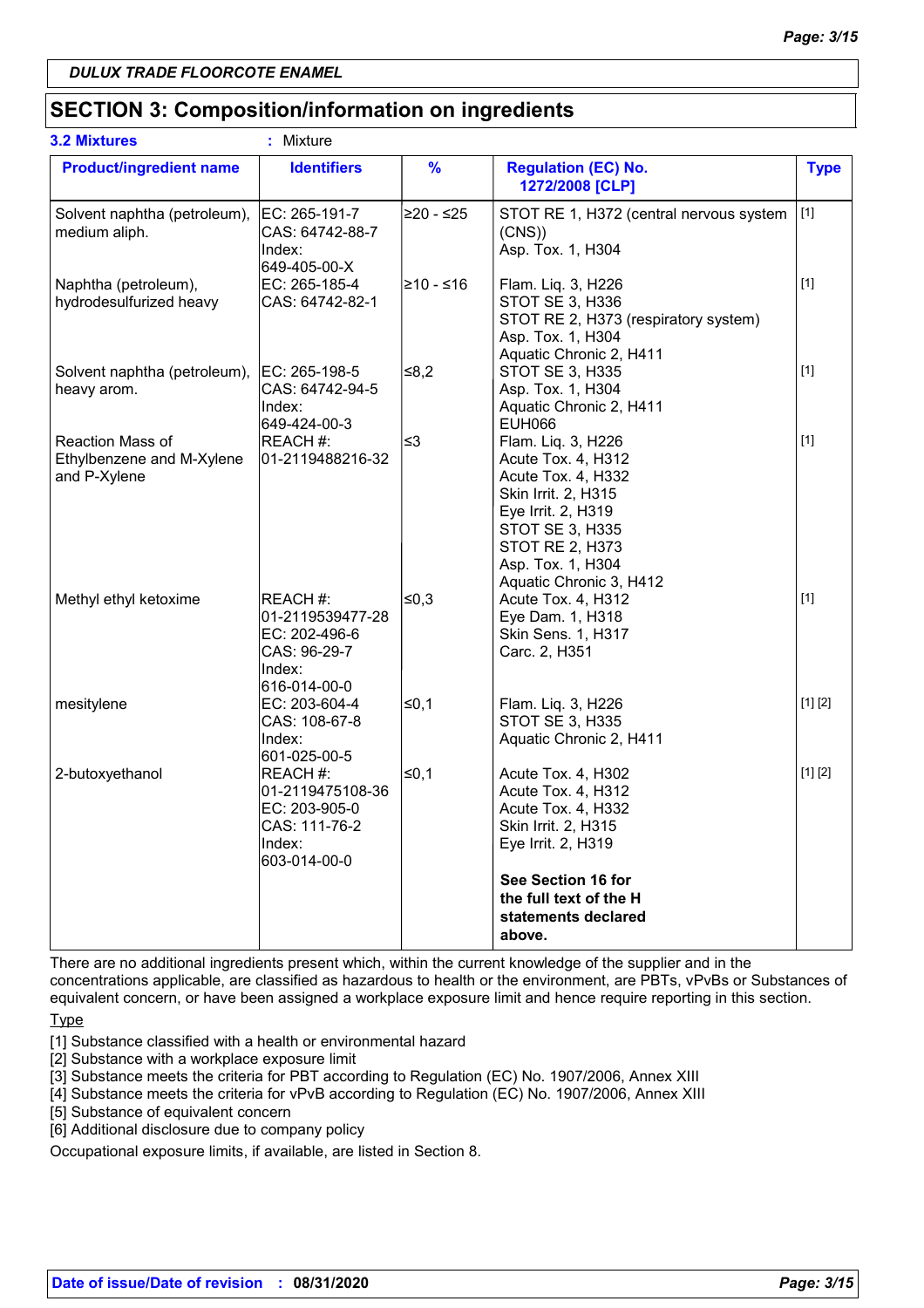DULUX TRADE FLOORCOTE ENAMEL

## SECTION 3: Composition/information on ingredients

**3.2 Mixtures** : Mixture

| Product/ingredient name | Identifiers | % | Regulation (EC) No. 1272/2008 [CLP] | Type |
|---|---|---|---|---|
| Solvent naphtha (petroleum), medium aliph. | EC: 265-191-7<br>CAS: 64742-88-7<br>Index: 649-405-00-X | ≥20 - ≤25 | STOT RE 1, H372 (central nervous system (CNS))<br>Asp. Tox. 1, H304 | [1] |
| Naphtha (petroleum), hydrodesulfurized heavy | EC: 265-185-4<br>CAS: 64742-82-1 | ≥10 - ≤16 | Flam. Liq. 3, H226<br>STOT SE 3, H336<br>STOT RE 2, H373 (respiratory system)<br>Asp. Tox. 1, H304<br>Aquatic Chronic 2, H411 | [1] |
| Solvent naphtha (petroleum), heavy arom. | EC: 265-198-5<br>CAS: 64742-94-5<br>Index: 649-424-00-3 | ≤8,2 | STOT SE 3, H335<br>Asp. Tox. 1, H304<br>Aquatic Chronic 2, H411<br>EUH066 | [1] |
| Reaction Mass of Ethylbenzene and M-Xylene and P-Xylene | REACH #: 01-2119488216-32 | ≤3 | Flam. Liq. 3, H226<br>Acute Tox. 4, H312<br>Acute Tox. 4, H332<br>Skin Irrit. 2, H315<br>Eye Irrit. 2, H319<br>STOT SE 3, H335<br>STOT RE 2, H373<br>Asp. Tox. 1, H304<br>Aquatic Chronic 3, H412 | [1] |
| Methyl ethyl ketoxime | REACH #: 01-2119539477-28<br>EC: 202-496-6<br>CAS: 96-29-7<br>Index: 616-014-00-0 | ≤0,3 | Acute Tox. 4, H312<br>Eye Dam. 1, H318<br>Skin Sens. 1, H317<br>Carc. 2, H351 | [1] |
| mesitylene | EC: 203-604-4<br>CAS: 108-67-8<br>Index: 601-025-00-5 | ≤0,1 | Flam. Liq. 3, H226<br>STOT SE 3, H335<br>Aquatic Chronic 2, H411 | [1] [2] |
| 2-butoxyethanol | REACH #: 01-2119475108-36<br>EC: 203-905-0<br>CAS: 111-76-2<br>Index: 603-014-00-0 | ≤0,1 | Acute Tox. 4, H302<br>Acute Tox. 4, H312<br>Acute Tox. 4, H332<br>Skin Irrit. 2, H315<br>Eye Irrit. 2, H319<br><br>**See Section 16 for the full text of the H statements declared above.** | [1] [2] |

There are no additional ingredients present which, within the current knowledge of the supplier and in the concentrations applicable, are classified as hazardous to health or the environment, are PBTs, vPvBs or Substances of equivalent concern, or have been assigned a workplace exposure limit and hence require reporting in this section.

Type

[1] Substance classified with a health or environmental hazard
[2] Substance with a workplace exposure limit
[3] Substance meets the criteria for PBT according to Regulation (EC) No. 1907/2006, Annex XIII
[4] Substance meets the criteria for vPvB according to Regulation (EC) No. 1907/2006, Annex XIII
[5] Substance of equivalent concern
[6] Additional disclosure due to company policy

Occupational exposure limits, if available, are listed in Section 8.

Date of issue/Date of revision : 08/31/2020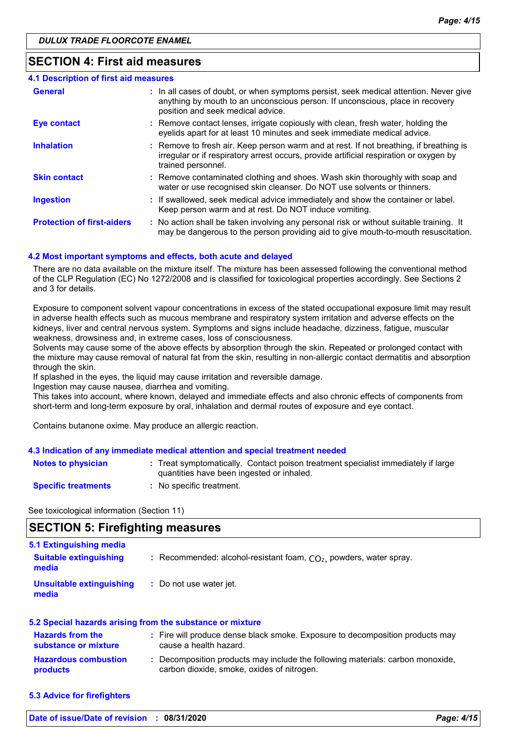## SECTION 4: First aid measures

### 4.1 Description of first aid measures

| | |
|---|---|
| **General** | : In all cases of doubt, or when symptoms persist, seek medical attention. Never give anything by mouth to an unconscious person. If unconscious, place in recovery position and seek medical advice. |
| **Eye contact** | : Remove contact lenses, irrigate copiously with clean, fresh water, holding the eyelids apart for at least 10 minutes and seek immediate medical advice. |
| **Inhalation** | : Remove to fresh air. Keep person warm and at rest. If not breathing, if breathing is irregular or if respiratory arrest occurs, provide artificial respiration or oxygen by trained personnel. |
| **Skin contact** | : Remove contaminated clothing and shoes. Wash skin thoroughly with soap and water or use recognised skin cleanser. Do NOT use solvents or thinners. |
| **Ingestion** | : If swallowed, seek medical advice immediately and show the container or label. Keep person warm and at rest. Do NOT induce vomiting. |
| **Protection of first-aiders** | : No action shall be taken involving any personal risk or without suitable training. It may be dangerous to the person providing aid to give mouth-to-mouth resuscitation. |

### 4.2 Most important symptoms and effects, both acute and delayed

There are no data available on the mixture itself. The mixture has been assessed following the conventional method of the CLP Regulation (EC) No 1272/2008 and is classified for toxicological properties accordingly. See Sections 2 and 3 for details.

Exposure to component solvent vapour concentrations in excess of the stated occupational exposure limit may result in adverse health effects such as mucous membrane and respiratory system irritation and adverse effects on the kidneys, liver and central nervous system. Symptoms and signs include headache, dizziness, fatigue, muscular weakness, drowsiness and, in extreme cases, loss of consciousness.
Solvents may cause some of the above effects by absorption through the skin. Repeated or prolonged contact with the mixture may cause removal of natural fat from the skin, resulting in non-allergic contact dermatitis and absorption through the skin.
If splashed in the eyes, the liquid may cause irritation and reversible damage.
Ingestion may cause nausea, diarrhea and vomiting.
This takes into account, where known, delayed and immediate effects and also chronic effects of components from short-term and long-term exposure by oral, inhalation and dermal routes of exposure and eye contact.

Contains butanone oxime. May produce an allergic reaction.

### 4.3 Indication of any immediate medical attention and special treatment needed

| | |
|---|---|
| **Notes to physician** | : Treat symptomatically. Contact poison treatment specialist immediately if large quantities have been ingested or inhaled. |
| **Specific treatments** | : No specific treatment. |

See toxicological information (Section 11)

## SECTION 5: Firefighting measures

### 5.1 Extinguishing media

| | |
|---|---|
| **Suitable extinguishing media** | : Recommended: alcohol-resistant foam, $CO_2$, powders, water spray. |
| **Unsuitable extinguishing media** | : Do not use water jet. |

### 5.2 Special hazards arising from the substance or mixture

| | |
|---|---|
| **Hazards from the substance or mixture** | : Fire will produce dense black smoke. Exposure to decomposition products may cause a health hazard. |
| **Hazardous combustion products** | : Decomposition products may include the following materials: carbon monoxide, carbon dioxide, smoke, oxides of nitrogen. |

### 5.3 Advice for firefighters

Date of issue/Date of revision : 08/31/2020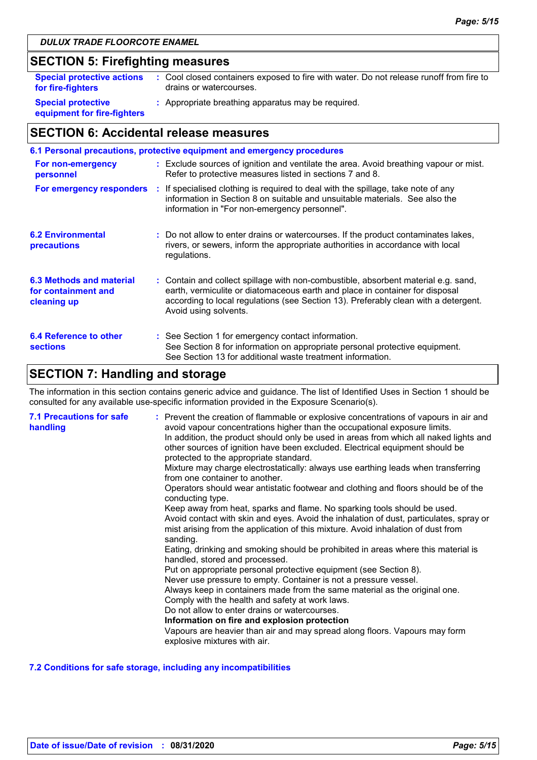## SECTION 5: Firefighting measures

**Special protective actions for fire-fighters** : Cool closed containers exposed to fire with water. Do not release runoff from fire to drains or watercourses.

**Special protective equipment for fire-fighters** : Appropriate breathing apparatus may be required.

## SECTION 6: Accidental release measures

### 6.1 Personal precautions, protective equipment and emergency procedures

**For non-emergency personnel** : Exclude sources of ignition and ventilate the area. Avoid breathing vapour or mist. Refer to protective measures listed in sections 7 and 8.

**For emergency responders** : If specialised clothing is required to deal with the spillage, take note of any information in Section 8 on suitable and unsuitable materials. See also the information in "For non-emergency personnel".

**6.2 Environmental precautions** : Do not allow to enter drains or watercourses. If the product contaminates lakes, rivers, or sewers, inform the appropriate authorities in accordance with local regulations.

**6.3 Methods and material for containment and cleaning up** : Contain and collect spillage with non-combustible, absorbent material e.g. sand, earth, vermiculite or diatomaceous earth and place in container for disposal according to local regulations (see Section 13). Preferably clean with a detergent. Avoid using solvents.

**6.4 Reference to other sections** : See Section 1 for emergency contact information.
See Section 8 for information on appropriate personal protective equipment.
See Section 13 for additional waste treatment information.

## SECTION 7: Handling and storage

The information in this section contains generic advice and guidance. The list of Identified Uses in Section 1 should be consulted for any available use-specific information provided in the Exposure Scenario(s).

**7.1 Precautions for safe handling** : Prevent the creation of flammable or explosive concentrations of vapours in air and avoid vapour concentrations higher than the occupational exposure limits.
In addition, the product should only be used in areas from which all naked lights and other sources of ignition have been excluded. Electrical equipment should be protected to the appropriate standard.
Mixture may charge electrostatically: always use earthing leads when transferring from one container to another.
Operators should wear antistatic footwear and clothing and floors should be of the conducting type.
Keep away from heat, sparks and flame. No sparking tools should be used.
Avoid contact with skin and eyes. Avoid the inhalation of dust, particulates, spray or mist arising from the application of this mixture. Avoid inhalation of dust from sanding.
Eating, drinking and smoking should be prohibited in areas where this material is handled, stored and processed.
Put on appropriate personal protective equipment (see Section 8).
Never use pressure to empty. Container is not a pressure vessel.
Always keep in containers made from the same material as the original one.
Comply with the health and safety at work laws.
Do not allow to enter drains or watercourses.
**Information on fire and explosion protection**
Vapours are heavier than air and may spread along floors. Vapours may form explosive mixtures with air.

### 7.2 Conditions for safe storage, including any incompatibilities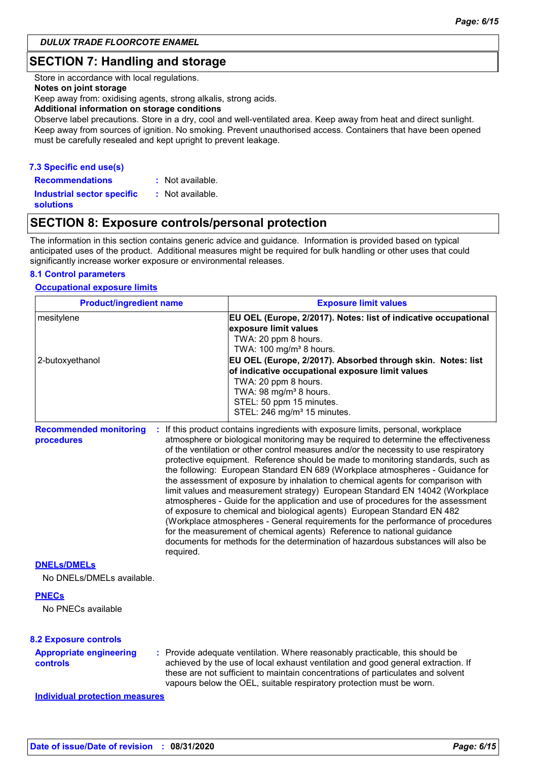## SECTION 7: Handling and storage

Store in accordance with local regulations.

**Notes on joint storage**

Keep away from: oxidising agents, strong alkalis, strong acids.

**Additional information on storage conditions**

Observe label precautions. Store in a dry, cool and well-ventilated area. Keep away from heat and direct sunlight. Keep away from sources of ignition. No smoking. Prevent unauthorised access. Containers that have been opened must be carefully resealed and kept upright to prevent leakage.

### 7.3 Specific end use(s)

**Recommendations** : Not available.

**Industrial sector specific solutions** : Not available.

## SECTION 8: Exposure controls/personal protection

The information in this section contains generic advice and guidance. Information is provided based on typical anticipated uses of the product. Additional measures might be required for bulk handling or other uses that could significantly increase worker exposure or environmental releases.

### 8.1 Control parameters

**Occupational exposure limits**

| Product/ingredient name | Exposure limit values |
|---|---|
| mesitylene | **EU OEL (Europe, 2/2017). Notes: list of indicative occupational exposure limit values**<br>TWA: 20 ppm 8 hours.<br>TWA: 100 mg/m³ 8 hours. |
| 2-butoxyethanol | **EU OEL (Europe, 2/2017). Absorbed through skin. Notes: list of indicative occupational exposure limit values**<br>TWA: 20 ppm 8 hours.<br>TWA: 98 mg/m³ 8 hours.<br>STEL: 50 ppm 15 minutes.<br>STEL: 246 mg/m³ 15 minutes. |

**Recommended monitoring procedures** : If this product contains ingredients with exposure limits, personal, workplace atmosphere or biological monitoring may be required to determine the effectiveness of the ventilation or other control measures and/or the necessity to use respiratory protective equipment. Reference should be made to monitoring standards, such as the following: European Standard EN 689 (Workplace atmospheres - Guidance for the assessment of exposure by inhalation to chemical agents for comparison with limit values and measurement strategy) European Standard EN 14042 (Workplace atmospheres - Guide for the application and use of procedures for the assessment of exposure to chemical and biological agents) European Standard EN 482 (Workplace atmospheres - General requirements for the performance of procedures for the measurement of chemical agents) Reference to national guidance documents for methods for the determination of hazardous substances will also be required.

**DNELs/DMELs**

No DNELs/DMELs available.

**PNECs**

No PNECs available

### 8.2 Exposure controls

**Appropriate engineering controls** : Provide adequate ventilation. Where reasonably practicable, this should be achieved by the use of local exhaust ventilation and good general extraction. If these are not sufficient to maintain concentrations of particulates and solvent vapours below the OEL, suitable respiratory protection must be worn.

**Individual protection measures**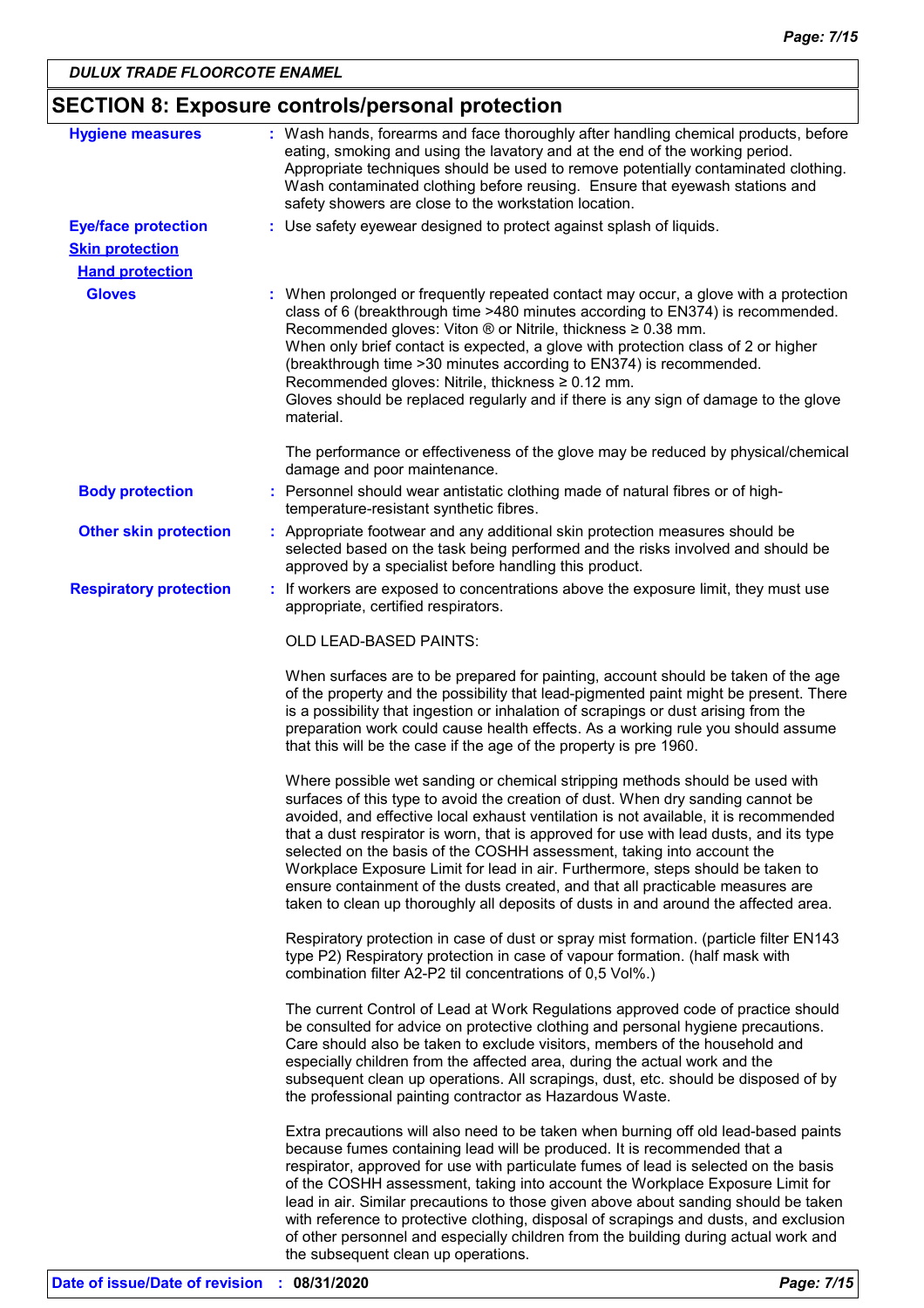## SECTION 8: Exposure controls/personal protection

**Hygiene measures** : Wash hands, forearms and face thoroughly after handling chemical products, before eating, smoking and using the lavatory and at the end of the working period. Appropriate techniques should be used to remove potentially contaminated clothing. Wash contaminated clothing before reusing. Ensure that eyewash stations and safety showers are close to the workstation location.

**Eye/face protection** : Use safety eyewear designed to protect against splash of liquids.

**Skin protection**

**Hand protection**

**Gloves** : When prolonged or frequently repeated contact may occur, a glove with a protection class of 6 (breakthrough time >480 minutes according to EN374) is recommended. Recommended gloves: Viton ® or Nitrile, thickness ≥ 0.38 mm.
When only brief contact is expected, a glove with protection class of 2 or higher (breakthrough time >30 minutes according to EN374) is recommended.
Recommended gloves: Nitrile, thickness ≥ 0.12 mm.
Gloves should be replaced regularly and if there is any sign of damage to the glove material.

The performance or effectiveness of the glove may be reduced by physical/chemical damage and poor maintenance.

**Body protection** : Personnel should wear antistatic clothing made of natural fibres or of high-temperature-resistant synthetic fibres.

**Other skin protection** : Appropriate footwear and any additional skin protection measures should be selected based on the task being performed and the risks involved and should be approved by a specialist before handling this product.

**Respiratory protection** : If workers are exposed to concentrations above the exposure limit, they must use appropriate, certified respirators.

OLD LEAD-BASED PAINTS:

When surfaces are to be prepared for painting, account should be taken of the age of the property and the possibility that lead-pigmented paint might be present. There is a possibility that ingestion or inhalation of scrapings or dust arising from the preparation work could cause health effects. As a working rule you should assume that this will be the case if the age of the property is pre 1960.

Where possible wet sanding or chemical stripping methods should be used with surfaces of this type to avoid the creation of dust. When dry sanding cannot be avoided, and effective local exhaust ventilation is not available, it is recommended that a dust respirator is worn, that is approved for use with lead dusts, and its type selected on the basis of the COSHH assessment, taking into account the Workplace Exposure Limit for lead in air. Furthermore, steps should be taken to ensure containment of the dusts created, and that all practicable measures are taken to clean up thoroughly all deposits of dusts in and around the affected area.

Respiratory protection in case of dust or spray mist formation. (particle filter EN143 type P2) Respiratory protection in case of vapour formation. (half mask with combination filter A2-P2 til concentrations of 0,5 Vol%.)

The current Control of Lead at Work Regulations approved code of practice should be consulted for advice on protective clothing and personal hygiene precautions. Care should also be taken to exclude visitors, members of the household and especially children from the affected area, during the actual work and the subsequent clean up operations. All scrapings, dust, etc. should be disposed of by the professional painting contractor as Hazardous Waste.

Extra precautions will also need to be taken when burning off old lead-based paints because fumes containing lead will be produced. It is recommended that a respirator, approved for use with particulate fumes of lead is selected on the basis of the COSHH assessment, taking into account the Workplace Exposure Limit for lead in air. Similar precautions to those given above about sanding should be taken with reference to protective clothing, disposal of scrapings and dusts, and exclusion of other personnel and especially children from the building during actual work and the subsequent clean up operations.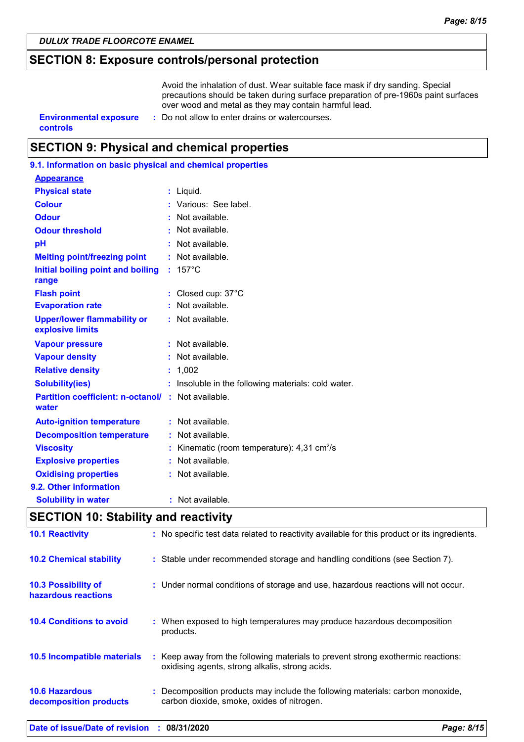## SECTION 8: Exposure controls/personal protection

Avoid the inhalation of dust. Wear suitable face mask if dry sanding. Special precautions should be taken during surface preparation of pre-1960s paint surfaces over wood and metal as they may contain harmful lead.

| | | |
|---|---|---|
| **Environmental exposure controls** | : | Do not allow to enter drains or watercourses. |

## SECTION 9: Physical and chemical properties

### 9.1. Information on basic physical and chemical properties

**Appearance**

| | | |
|---|---|---|
| **Physical state** | : | Liquid. |
| **Colour** | : | Various: See label. |
| **Odour** | : | Not available. |
| **Odour threshold** | : | Not available. |
| **pH** | : | Not available. |
| **Melting point/freezing point** | : | Not available. |
| **Initial boiling point and boiling range** | : | 157°C |
| **Flash point** | : | Closed cup: 37°C |
| **Evaporation rate** | : | Not available. |
| **Upper/lower flammability or explosive limits** | : | Not available. |
| **Vapour pressure** | : | Not available. |
| **Vapour density** | : | Not available. |
| **Relative density** | : | 1,002 |
| **Solubility(ies)** | : | Insoluble in the following materials: cold water. |
| **Partition coefficient: n-octanol/water** | : | Not available. |
| **Auto-ignition temperature** | : | Not available. |
| **Decomposition temperature** | : | Not available. |
| **Viscosity** | : | Kinematic (room temperature): 4,31 $cm^2/s$ |
| **Explosive properties** | : | Not available. |
| **Oxidising properties** | : | Not available. |

### 9.2. Other information

| | | |
|---|---|---|
| **Solubility in water** | : | Not available. |

## SECTION 10: Stability and reactivity

| | | |
|---|---|---|
| **10.1 Reactivity** | : | No specific test data related to reactivity available for this product or its ingredients. |
| **10.2 Chemical stability** | : | Stable under recommended storage and handling conditions (see Section 7). |
| **10.3 Possibility of hazardous reactions** | : | Under normal conditions of storage and use, hazardous reactions will not occur. |
| **10.4 Conditions to avoid** | : | When exposed to high temperatures may produce hazardous decomposition products. |
| **10.5 Incompatible materials** | : | Keep away from the following materials to prevent strong exothermic reactions: oxidising agents, strong alkalis, strong acids. |
| **10.6 Hazardous decomposition products** | : | Decomposition products may include the following materials: carbon monoxide, carbon dioxide, smoke, oxides of nitrogen. |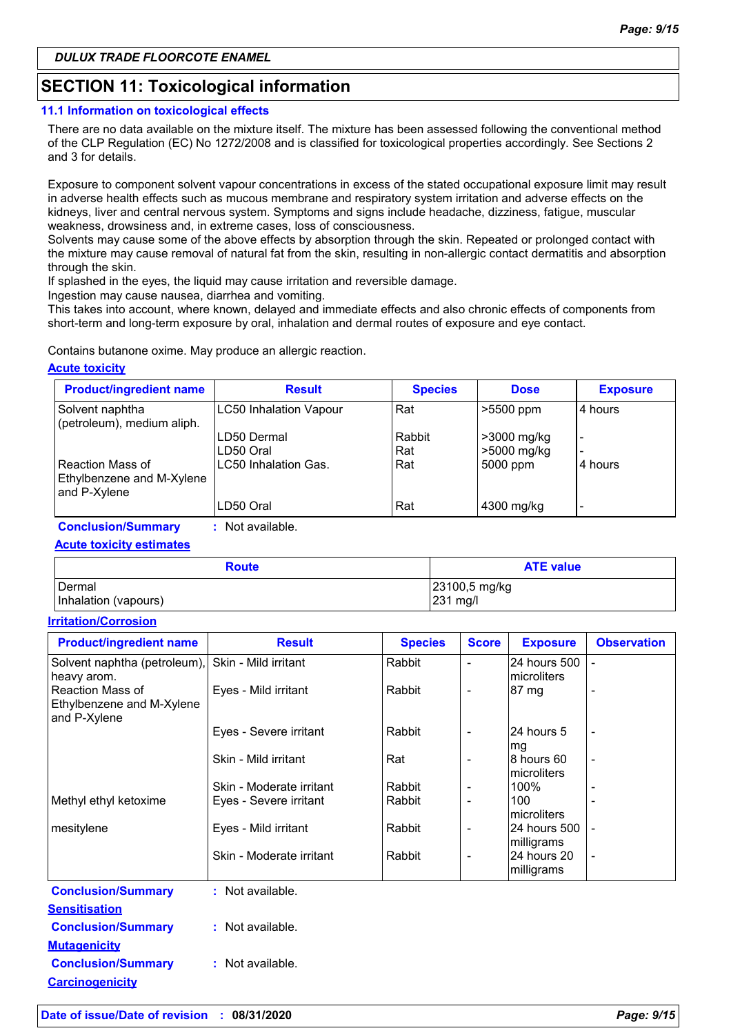DULUX TRADE FLOORCOTE ENAMEL

## SECTION 11: Toxicological information

### 11.1 Information on toxicological effects

There are no data available on the mixture itself. The mixture has been assessed following the conventional method of the CLP Regulation (EC) No 1272/2008 and is classified for toxicological properties accordingly. See Sections 2 and 3 for details.

Exposure to component solvent vapour concentrations in excess of the stated occupational exposure limit may result in adverse health effects such as mucous membrane and respiratory system irritation and adverse effects on the kidneys, liver and central nervous system. Symptoms and signs include headache, dizziness, fatigue, muscular weakness, drowsiness and, in extreme cases, loss of consciousness.
Solvents may cause some of the above effects by absorption through the skin. Repeated or prolonged contact with the mixture may cause removal of natural fat from the skin, resulting in non-allergic contact dermatitis and absorption through the skin.
If splashed in the eyes, the liquid may cause irritation and reversible damage.
Ingestion may cause nausea, diarrhea and vomiting.
This takes into account, where known, delayed and immediate effects and also chronic effects of components from short-term and long-term exposure by oral, inhalation and dermal routes of exposure and eye contact.

Contains butanone oxime. May produce an allergic reaction.

**Acute toxicity**

| Product/ingredient name | Result | Species | Dose | Exposure |
|---|---|---|---|---|
| Solvent naphtha (petroleum), medium aliph. | LC50 Inhalation Vapour | Rat | >5500 ppm | 4 hours |
| | LD50 Dermal | Rabbit | >3000 mg/kg | - |
| | LD50 Oral | Rat | >5000 mg/kg | - |
| Reaction Mass of Ethylbenzene and M-Xylene and P-Xylene | LC50 Inhalation Gas. | Rat | 5000 ppm | 4 hours |
| | LD50 Oral | Rat | 4300 mg/kg | - |

**Conclusion/Summary** : Not available.

**Acute toxicity estimates**

| Route | ATE value |
|---|---|
| Dermal | 23100,5 mg/kg |
| Inhalation (vapours) | 231 mg/l |

**Irritation/Corrosion**

| Product/ingredient name | Result | Species | Score | Exposure | Observation |
|---|---|---|---|---|---|
| Solvent naphtha (petroleum), heavy arom. | Skin - Mild irritant | Rabbit | - | 24 hours 500 microliters | - |
| Reaction Mass of Ethylbenzene and M-Xylene and P-Xylene | Eyes - Mild irritant | Rabbit | - | 87 mg | - |
| | Eyes - Severe irritant | Rabbit | - | 24 hours 5 mg | - |
| | Skin - Mild irritant | Rat | - | 8 hours 60 microliters | - |
| | Skin - Moderate irritant | Rabbit | - | 100% | - |
| Methyl ethyl ketoxime | Eyes - Severe irritant | Rabbit | - | 100 microliters | - |
| mesitylene | Eyes - Mild irritant | Rabbit | - | 24 hours 500 milligrams | - |
| | Skin - Moderate irritant | Rabbit | - | 24 hours 20 milligrams | - |

**Conclusion/Summary** : Not available.

**Sensitisation**

**Conclusion/Summary** : Not available.

**Mutagenicity**

**Conclusion/Summary** : Not available.

**Carcinogenicity**

Date of issue/Date of revision : 08/31/2020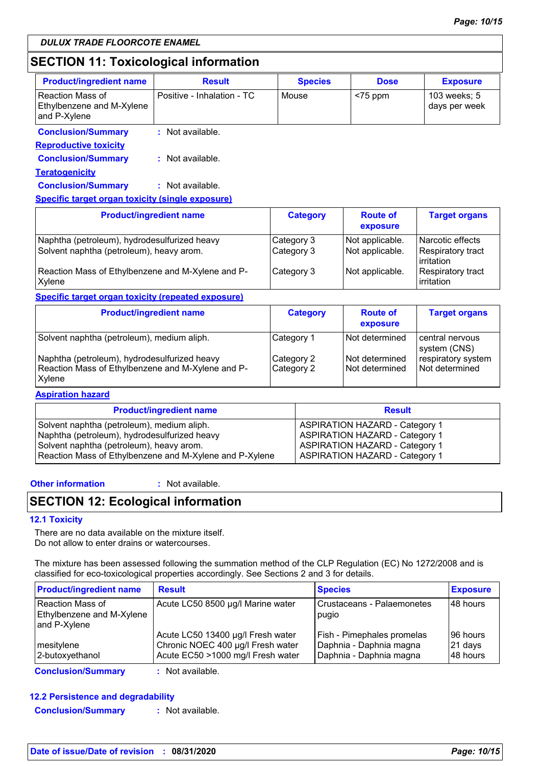**DULUX TRADE FLOORCOTE ENAMEL**

## SECTION 11: Toxicological information

| Product/ingredient name | Result | Species | Dose | Exposure |
|---|---|---|---|---|
| Reaction Mass of Ethylbenzene and M-Xylene and P-Xylene | Positive - Inhalation - TC | Mouse | <75 ppm | 103 weeks; 5 days per week |

**Conclusion/Summary** : Not available.

**Reproductive toxicity**

**Conclusion/Summary** : Not available.

**Teratogenicity**

**Conclusion/Summary** : Not available.

**Specific target organ toxicity (single exposure)**

| Product/ingredient name | Category | Route of exposure | Target organs |
|---|---|---|---|
| Naphtha (petroleum), hydrodesulfurized heavy | Category 3 | Not applicable. | Narcotic effects |
| Solvent naphtha (petroleum), heavy arom. | Category 3 | Not applicable. | Respiratory tract irritation |
| Reaction Mass of Ethylbenzene and M-Xylene and P-Xylene | Category 3 | Not applicable. | Respiratory tract irritation |

**Specific target organ toxicity (repeated exposure)**

| Product/ingredient name | Category | Route of exposure | Target organs |
|---|---|---|---|
| Solvent naphtha (petroleum), medium aliph. | Category 1 | Not determined | central nervous system (CNS) |
| Naphtha (petroleum), hydrodesulfurized heavy | Category 2 | Not determined | respiratory system |
| Reaction Mass of Ethylbenzene and M-Xylene and P-Xylene | Category 2 | Not determined | Not determined |

**Aspiration hazard**

| Product/ingredient name | Result |
|---|---|
| Solvent naphtha (petroleum), medium aliph. | ASPIRATION HAZARD - Category 1 |
| Naphtha (petroleum), hydrodesulfurized heavy | ASPIRATION HAZARD - Category 1 |
| Solvent naphtha (petroleum), heavy arom. | ASPIRATION HAZARD - Category 1 |
| Reaction Mass of Ethylbenzene and M-Xylene and P-Xylene | ASPIRATION HAZARD - Category 1 |

**Other information** : Not available.

## SECTION 12: Ecological information

### 12.1 Toxicity

There are no data available on the mixture itself.
Do not allow to enter drains or watercourses.

The mixture has been assessed following the summation method of the CLP Regulation (EC) No 1272/2008 and is classified for eco-toxicological properties accordingly. See Sections 2 and 3 for details.

| Product/ingredient name | Result | Species | Exposure |
|---|---|---|---|
| Reaction Mass of Ethylbenzene and M-Xylene and P-Xylene | Acute LC50 8500 µg/l Marine water | Crustaceans - Palaemonetes pugio | 48 hours |
| | Acute LC50 13400 µg/l Fresh water | Fish - Pimephales promelas | 96 hours |
| mesitylene | Chronic NOEC 400 µg/l Fresh water | Daphnia - Daphnia magna | 21 days |
| 2-butoxyethanol | Acute EC50 >1000 mg/l Fresh water | Daphnia - Daphnia magna | 48 hours |

**Conclusion/Summary** : Not available.

### 12.2 Persistence and degradability

**Conclusion/Summary** : Not available.

**Date of issue/Date of revision** : **08/31/2020**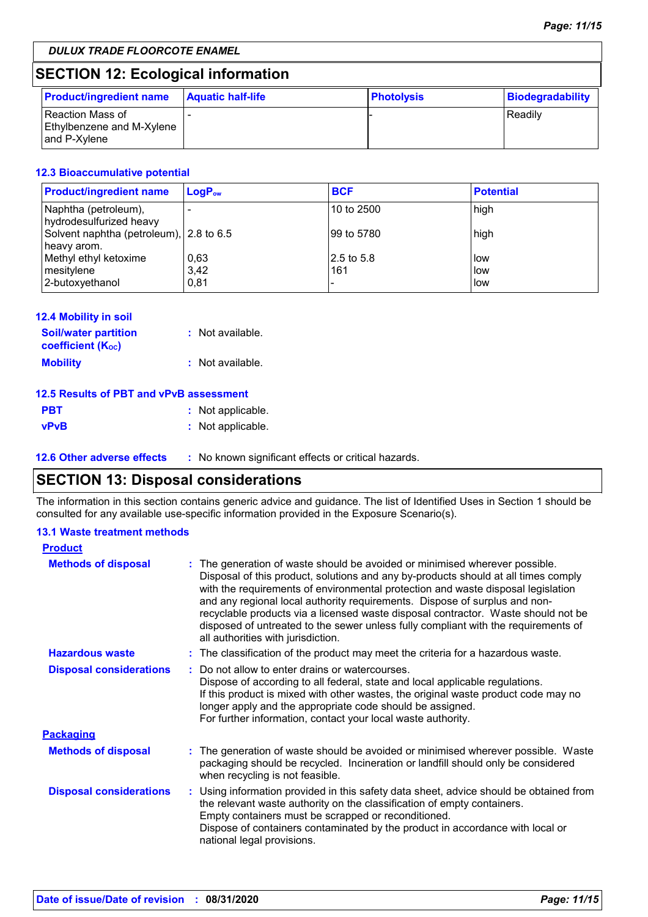**DULUX TRADE FLOORCOTE ENAMEL**

## SECTION 12: Ecological information

| Product/ingredient name | Aquatic half-life | Photolysis | Biodegradability |
|---|---|---|---|
| Reaction Mass of Ethylbenzene and M-Xylene and P-Xylene | - | - | Readily |

### 12.3 Bioaccumulative potential

| Product/ingredient name | $LogP_{ow}$ | BCF | Potential |
|---|---|---|---|
| Naphtha (petroleum), hydrodesulfurized heavy | - | 10 to 2500 | high |
| Solvent naphtha (petroleum), heavy arom. | 2.8 to 6.5 | 99 to 5780 | high |
| Methyl ethyl ketoxime | 0,63 | 2.5 to 5.8 | low |
| mesitylene | 3,42 | 161 | low |
| 2-butoxyethanol | 0,81 | - | low |

### 12.4 Mobility in soil

**Soil/water partition coefficient ($K_{OC}$)** : Not available.

**Mobility** : Not available.

### 12.5 Results of PBT and vPvB assessment

**PBT** : Not applicable.

**vPvB** : Not applicable.

**12.6 Other adverse effects** : No known significant effects or critical hazards.

## SECTION 13: Disposal considerations

The information in this section contains generic advice and guidance. The list of Identified Uses in Section 1 should be consulted for any available use-specific information provided in the Exposure Scenario(s).

### 13.1 Waste treatment methods

**Product**

**Methods of disposal** : The generation of waste should be avoided or minimised wherever possible. Disposal of this product, solutions and any by-products should at all times comply with the requirements of environmental protection and waste disposal legislation and any regional local authority requirements. Dispose of surplus and non-recyclable products via a licensed waste disposal contractor. Waste should not be disposed of untreated to the sewer unless fully compliant with the requirements of all authorities with jurisdiction.

**Hazardous waste** : The classification of the product may meet the criteria for a hazardous waste.

**Disposal considerations** : Do not allow to enter drains or watercourses.
Dispose of according to all federal, state and local applicable regulations.
If this product is mixed with other wastes, the original waste product code may no longer apply and the appropriate code should be assigned.
For further information, contact your local waste authority.

**Packaging**

**Methods of disposal** : The generation of waste should be avoided or minimised wherever possible. Waste packaging should be recycled. Incineration or landfill should only be considered when recycling is not feasible.

**Disposal considerations** : Using information provided in this safety data sheet, advice should be obtained from the relevant waste authority on the classification of empty containers.
Empty containers must be scrapped or reconditioned.
Dispose of containers contaminated by the product in accordance with local or national legal provisions.

**Date of issue/Date of revision** : **08/31/2020**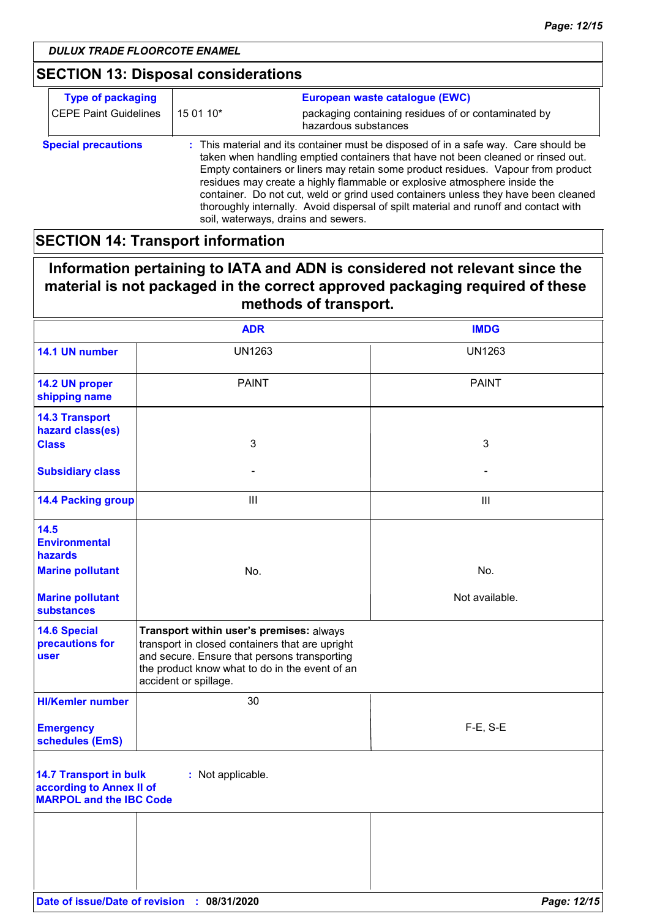DULUX TRADE FLOORCOTE ENAMEL

## SECTION 13: Disposal considerations

| Type of packaging | European waste catalogue (EWC) | |
|---|---|---|
| CEPE Paint Guidelines | 15 01 10* | packaging containing residues of or contaminated by hazardous substances |

**Special precautions** : This material and its container must be disposed of in a safe way. Care should be taken when handling emptied containers that have not been cleaned or rinsed out. Empty containers or liners may retain some product residues. Vapour from product residues may create a highly flammable or explosive atmosphere inside the container. Do not cut, weld or grind used containers unless they have been cleaned thoroughly internally. Avoid dispersal of spilt material and runoff and contact with soil, waterways, drains and sewers.

## SECTION 14: Transport information

**Information pertaining to IATA and ADN is considered not relevant since the material is not packaged in the correct approved packaging required of these methods of transport.**

| | ADR | IMDG |
|---|---|---|
| 14.1 UN number | UN1263 | UN1263 |
| 14.2 UN proper shipping name | PAINT | PAINT |
| 14.3 Transport hazard class(es) Class | 3 | 3 |
| Subsidiary class | - | - |
| 14.4 Packing group | III | III |
| 14.5 Environmental hazards Marine pollutant | No. | No. |
| Marine pollutant substances | | Not available. |
| 14.6 Special precautions for user | **Transport within user's premises:** always transport in closed containers that are upright and secure. Ensure that persons transporting the product know what to do in the event of an accident or spillage. | |
| HI/Kemler number | 30 | |
| Emergency schedules (EmS) | | F-E, S-E |

**14.7 Transport in bulk according to Annex II of MARPOL and the IBC Code** : Not applicable.

**Date of issue/Date of revision** : **08/31/2020**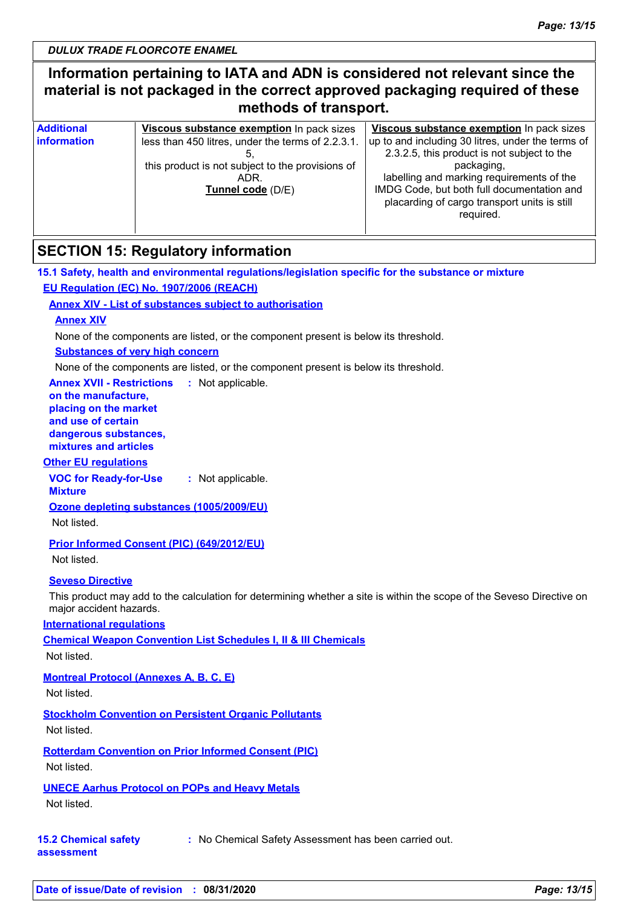**Information pertaining to IATA and ADN is considered not relevant since the material is not packaged in the correct approved packaging required of these methods of transport.**

| **Additional information** | **Viscous substance exemption** In pack sizes less than 450 litres, under the terms of 2.2.3.1.5, this product is not subject to the provisions of ADR. **Tunnel code** (D/E) | **Viscous substance exemption** In pack sizes up to and including 30 litres, under the terms of 2.3.2.5, this product is not subject to the packaging, labelling and marking requirements of the IMDG Code, but both full documentation and placarding of cargo transport units is still required. |
|---|---|---|

## SECTION 15: Regulatory information

**15.1 Safety, health and environmental regulations/legislation specific for the substance or mixture**

**EU Regulation (EC) No. 1907/2006 (REACH)**

**Annex XIV - List of substances subject to authorisation**

**Annex XIV**

None of the components are listed, or the component present is below its threshold.

**Substances of very high concern**

None of the components are listed, or the component present is below its threshold.

**Annex XVII - Restrictions on the manufacture, placing on the market and use of certain dangerous substances, mixtures and articles** : Not applicable.

**Other EU regulations**

**VOC for Ready-for-Use Mixture** : Not applicable.

**Ozone depleting substances (1005/2009/EU)**

Not listed.

**Prior Informed Consent (PIC) (649/2012/EU)**

Not listed.

**Seveso Directive**

This product may add to the calculation for determining whether a site is within the scope of the Seveso Directive on major accident hazards.

**International regulations**

**Chemical Weapon Convention List Schedules I, II & III Chemicals**

Not listed.

**Montreal Protocol (Annexes A, B, C, E)**

Not listed.

**Stockholm Convention on Persistent Organic Pollutants**

Not listed.

**Rotterdam Convention on Prior Informed Consent (PIC)**

Not listed.

**UNECE Aarhus Protocol on POPs and Heavy Metals**

Not listed.

**15.2 Chemical safety assessment** : No Chemical Safety Assessment has been carried out.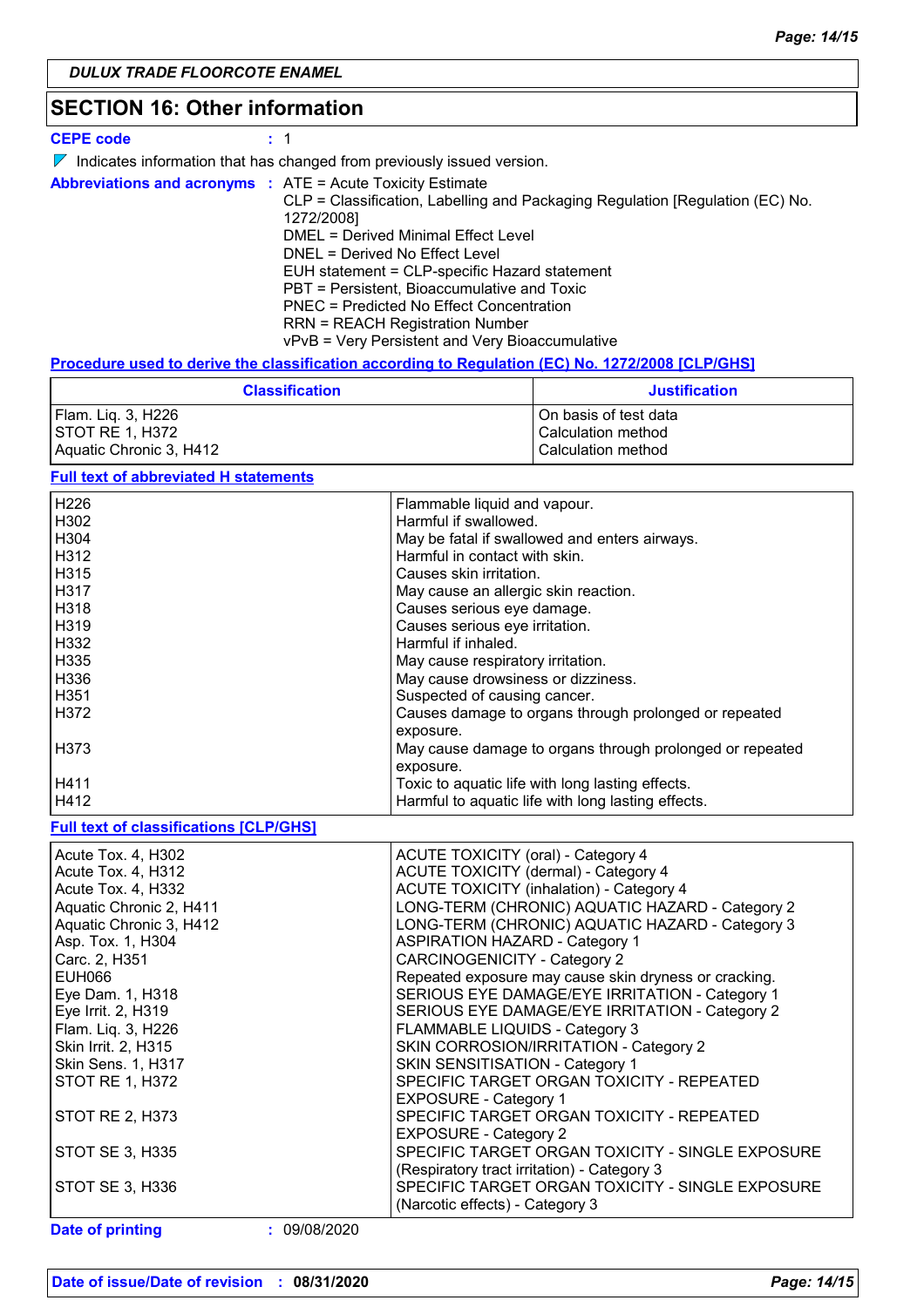DULUX TRADE FLOORCOTE ENAMEL

## SECTION 16: Other information

**CEPE code** : 1

Indicates information that has changed from previously issued version.

**Abbreviations and acronyms** : ATE = Acute Toxicity Estimate
CLP = Classification, Labelling and Packaging Regulation [Regulation (EC) No. 1272/2008]
DMEL = Derived Minimal Effect Level
DNEL = Derived No Effect Level
EUH statement = CLP-specific Hazard statement
PBT = Persistent, Bioaccumulative and Toxic
PNEC = Predicted No Effect Concentration
RRN = REACH Registration Number
vPvB = Very Persistent and Very Bioaccumulative

**Procedure used to derive the classification according to Regulation (EC) No. 1272/2008 [CLP/GHS]**

| Classification | Justification |
|---|---|
| Flam. Liq. 3, H226 | On basis of test data |
| STOT RE 1, H372 | Calculation method |
| Aquatic Chronic 3, H412 | Calculation method |

**Full text of abbreviated H statements**

| | |
|---|---|
| H226 | Flammable liquid and vapour. |
| H302 | Harmful if swallowed. |
| H304 | May be fatal if swallowed and enters airways. |
| H312 | Harmful in contact with skin. |
| H315 | Causes skin irritation. |
| H317 | May cause an allergic skin reaction. |
| H318 | Causes serious eye damage. |
| H319 | Causes serious eye irritation. |
| H332 | Harmful if inhaled. |
| H335 | May cause respiratory irritation. |
| H336 | May cause drowsiness or dizziness. |
| H351 | Suspected of causing cancer. |
| H372 | Causes damage to organs through prolonged or repeated exposure. |
| H373 | May cause damage to organs through prolonged or repeated exposure. |
| H411 | Toxic to aquatic life with long lasting effects. |
| H412 | Harmful to aquatic life with long lasting effects. |

**Full text of classifications [CLP/GHS]**

| | |
|---|---|
| Acute Tox. 4, H302 | ACUTE TOXICITY (oral) - Category 4 |
| Acute Tox. 4, H312 | ACUTE TOXICITY (dermal) - Category 4 |
| Acute Tox. 4, H332 | ACUTE TOXICITY (inhalation) - Category 4 |
| Aquatic Chronic 2, H411 | LONG-TERM (CHRONIC) AQUATIC HAZARD - Category 2 |
| Aquatic Chronic 3, H412 | LONG-TERM (CHRONIC) AQUATIC HAZARD - Category 3 |
| Asp. Tox. 1, H304 | ASPIRATION HAZARD - Category 1 |
| Carc. 2, H351 | CARCINOGENICITY - Category 2 |
| EUH066 | Repeated exposure may cause skin dryness or cracking. |
| Eye Dam. 1, H318 | SERIOUS EYE DAMAGE/EYE IRRITATION - Category 1 |
| Eye Irrit. 2, H319 | SERIOUS EYE DAMAGE/EYE IRRITATION - Category 2 |
| Flam. Liq. 3, H226 | FLAMMABLE LIQUIDS - Category 3 |
| Skin Irrit. 2, H315 | SKIN CORROSION/IRRITATION - Category 2 |
| Skin Sens. 1, H317 | SKIN SENSITISATION - Category 1 |
| STOT RE 1, H372 | SPECIFIC TARGET ORGAN TOXICITY - REPEATED EXPOSURE - Category 1 |
| STOT RE 2, H373 | SPECIFIC TARGET ORGAN TOXICITY - REPEATED EXPOSURE - Category 2 |
| STOT SE 3, H335 | SPECIFIC TARGET ORGAN TOXICITY - SINGLE EXPOSURE (Respiratory tract irritation) - Category 3 |
| STOT SE 3, H336 | SPECIFIC TARGET ORGAN TOXICITY - SINGLE EXPOSURE (Narcotic effects) - Category 3 |

**Date of printing** : 09/08/2020

**Date of issue/Date of revision** : **08/31/2020**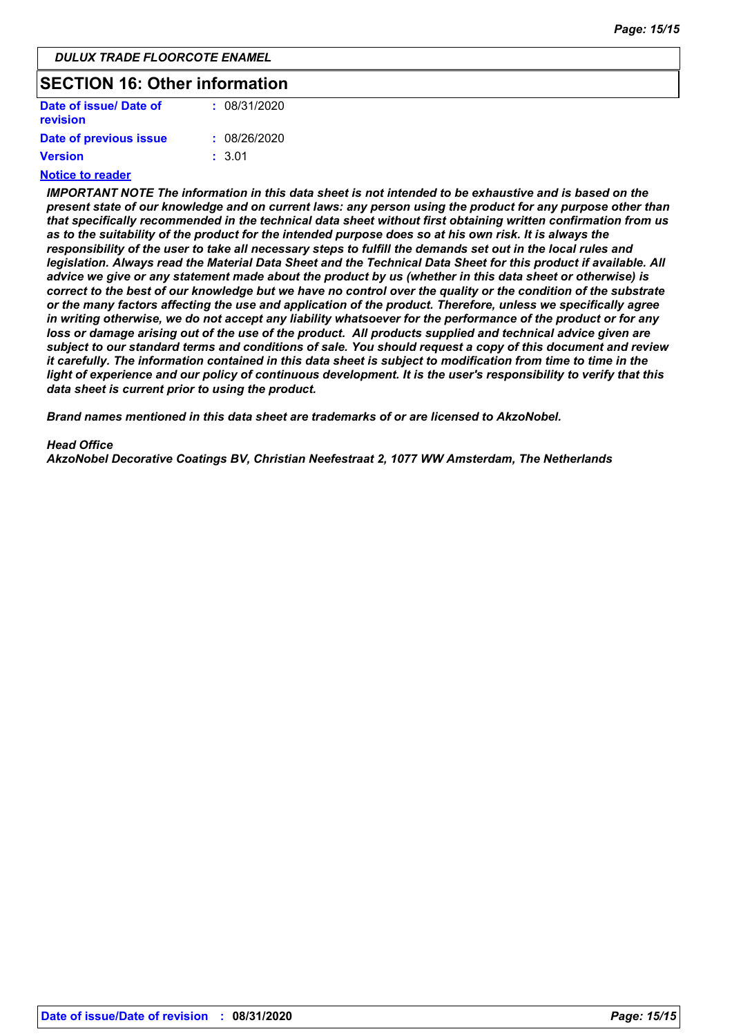## SECTION 16: Other information

| | |
|---|---|
| **Date of issue/ Date of revision** | : 08/31/2020 |
| **Date of previous issue** | : 08/26/2020 |
| **Version** | : 3.01 |

**Notice to reader**

***IMPORTANT NOTE The information in this data sheet is not intended to be exhaustive and is based on the present state of our knowledge and on current laws: any person using the product for any purpose other than that specifically recommended in the technical data sheet without first obtaining written confirmation from us as to the suitability of the product for the intended purpose does so at his own risk. It is always the responsibility of the user to take all necessary steps to fulfill the demands set out in the local rules and legislation. Always read the Material Data Sheet and the Technical Data Sheet for this product if available. All advice we give or any statement made about the product by us (whether in this data sheet or otherwise) is correct to the best of our knowledge but we have no control over the quality or the condition of the substrate or the many factors affecting the use and application of the product. Therefore, unless we specifically agree in writing otherwise, we do not accept any liability whatsoever for the performance of the product or for any loss or damage arising out of the use of the product. All products supplied and technical advice given are subject to our standard terms and conditions of sale. You should request a copy of this document and review it carefully. The information contained in this data sheet is subject to modification from time to time in the light of experience and our policy of continuous development. It is the user's responsibility to verify that this data sheet is current prior to using the product.***

***Brand names mentioned in this data sheet are trademarks of or are licensed to AkzoNobel.***

***Head Office***
***AkzoNobel Decorative Coatings BV, Christian Neefestraat 2, 1077 WW Amsterdam, The Netherlands***